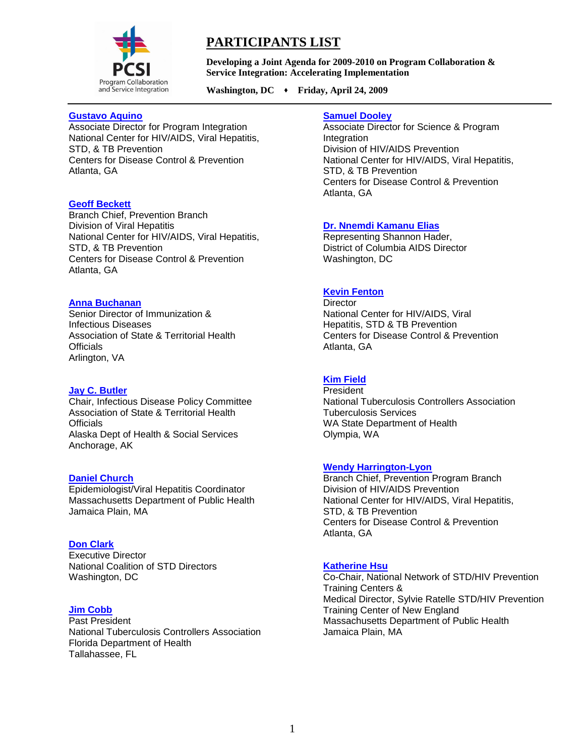# PARTICIPANTS LIST

**Developing a Joint Agenda for 2009-2010 on Program Collaboration & Service Integration: Accelerating Implementation**

**Washington, DC ♦ Friday, April 24, 2009**

---

**Gustavo Aquino**
Associate Director for Program Integration
National Center for HIV/AIDS, Viral Hepatitis, STD, & TB Prevention
Centers for Disease Control & Prevention
Atlanta, GA

**Geoff Beckett**
Branch Chief, Prevention Branch
Division of Viral Hepatitis
National Center for HIV/AIDS, Viral Hepatitis, STD, & TB Prevention
Centers for Disease Control & Prevention
Atlanta, GA

**Anna Buchanan**
Senior Director of Immunization & Infectious Diseases
Association of State & Territorial Health Officials
Arlington, VA

**Jay C. Butler**
Chair, Infectious Disease Policy Committee
Association of State & Territorial Health Officials
Alaska Dept of Health & Social Services
Anchorage, AK

**Daniel Church**
Epidemiologist/Viral Hepatitis Coordinator
Massachusetts Department of Public Health
Jamaica Plain, MA

**Don Clark**
Executive Director
National Coalition of STD Directors
Washington, DC

**Jim Cobb**
Past President
National Tuberculosis Controllers Association
Florida Department of Health
Tallahassee, FL

**Samuel Dooley**
Associate Director for Science & Program Integration
Division of HIV/AIDS Prevention
National Center for HIV/AIDS, Viral Hepatitis, STD, & TB Prevention
Centers for Disease Control & Prevention
Atlanta, GA

**Dr. Nnemdi Kamanu Elias**
Representing Shannon Hader,
District of Columbia AIDS Director
Washington, DC

**Kevin Fenton**
Director
National Center for HIV/AIDS, Viral Hepatitis, STD & TB Prevention
Centers for Disease Control & Prevention
Atlanta, GA

**Kim Field**
President
National Tuberculosis Controllers Association
Tuberculosis Services
WA State Department of Health
Olympia, WA

**Wendy Harrington-Lyon**
Branch Chief, Prevention Program Branch
Division of HIV/AIDS Prevention
National Center for HIV/AIDS, Viral Hepatitis, STD, & TB Prevention
Centers for Disease Control & Prevention
Atlanta, GA

**Katherine Hsu**
Co-Chair, National Network of STD/HIV Prevention Training Centers &
Medical Director, Sylvie Ratelle STD/HIV Prevention Training Center of New England
Massachusetts Department of Public Health
Jamaica Plain, MA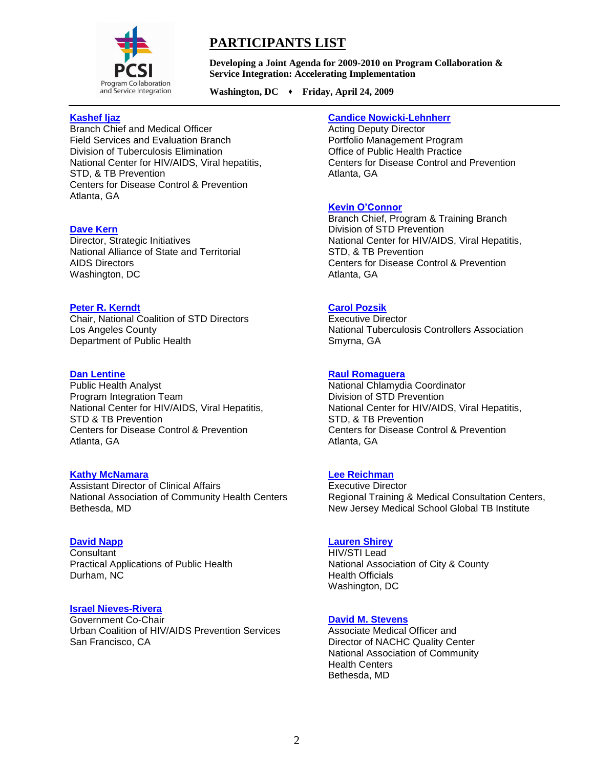# PARTICIPANTS LIST

**Developing a Joint Agenda for 2009-2010 on Program Collaboration & Service Integration: Accelerating Implementation**

**Washington, DC ♦ Friday, April 24, 2009**

**Kashef Ijaz**
Branch Chief and Medical Officer
Field Services and Evaluation Branch
Division of Tuberculosis Elimination
National Center for HIV/AIDS, Viral hepatitis, STD, & TB Prevention
Centers for Disease Control & Prevention
Atlanta, GA

**Dave Kern**
Director, Strategic Initiatives
National Alliance of State and Territorial AIDS Directors
Washington, DC

**Peter R. Kerndt**
Chair, National Coalition of STD Directors
Los Angeles County
Department of Public Health

**Dan Lentine**
Public Health Analyst
Program Integration Team
National Center for HIV/AIDS, Viral Hepatitis, STD & TB Prevention
Centers for Disease Control & Prevention
Atlanta, GA

**Kathy McNamara**
Assistant Director of Clinical Affairs
National Association of Community Health Centers
Bethesda, MD

**David Napp**
Consultant
Practical Applications of Public Health
Durham, NC

**Israel Nieves-Rivera**
Government Co-Chair
Urban Coalition of HIV/AIDS Prevention Services
San Francisco, CA

**Candice Nowicki-Lehnherr**
Acting Deputy Director
Portfolio Management Program
Office of Public Health Practice
Centers for Disease Control and Prevention
Atlanta, GA

**Kevin O'Connor**
Branch Chief, Program & Training Branch
Division of STD Prevention
National Center for HIV/AIDS, Viral Hepatitis, STD, & TB Prevention
Centers for Disease Control & Prevention
Atlanta, GA

**Carol Pozsik**
Executive Director
National Tuberculosis Controllers Association
Smyrna, GA

**Raul Romaguera**
National Chlamydia Coordinator
Division of STD Prevention
National Center for HIV/AIDS, Viral Hepatitis, STD, & TB Prevention
Centers for Disease Control & Prevention
Atlanta, GA

**Lee Reichman**
Executive Director
Regional Training & Medical Consultation Centers, New Jersey Medical School Global TB Institute

**Lauren Shirey**
HIV/STI Lead
National Association of City & County Health Officials
Washington, DC

**David M. Stevens**
Associate Medical Officer and
Director of NACHC Quality Center
National Association of Community Health Centers
Bethesda, MD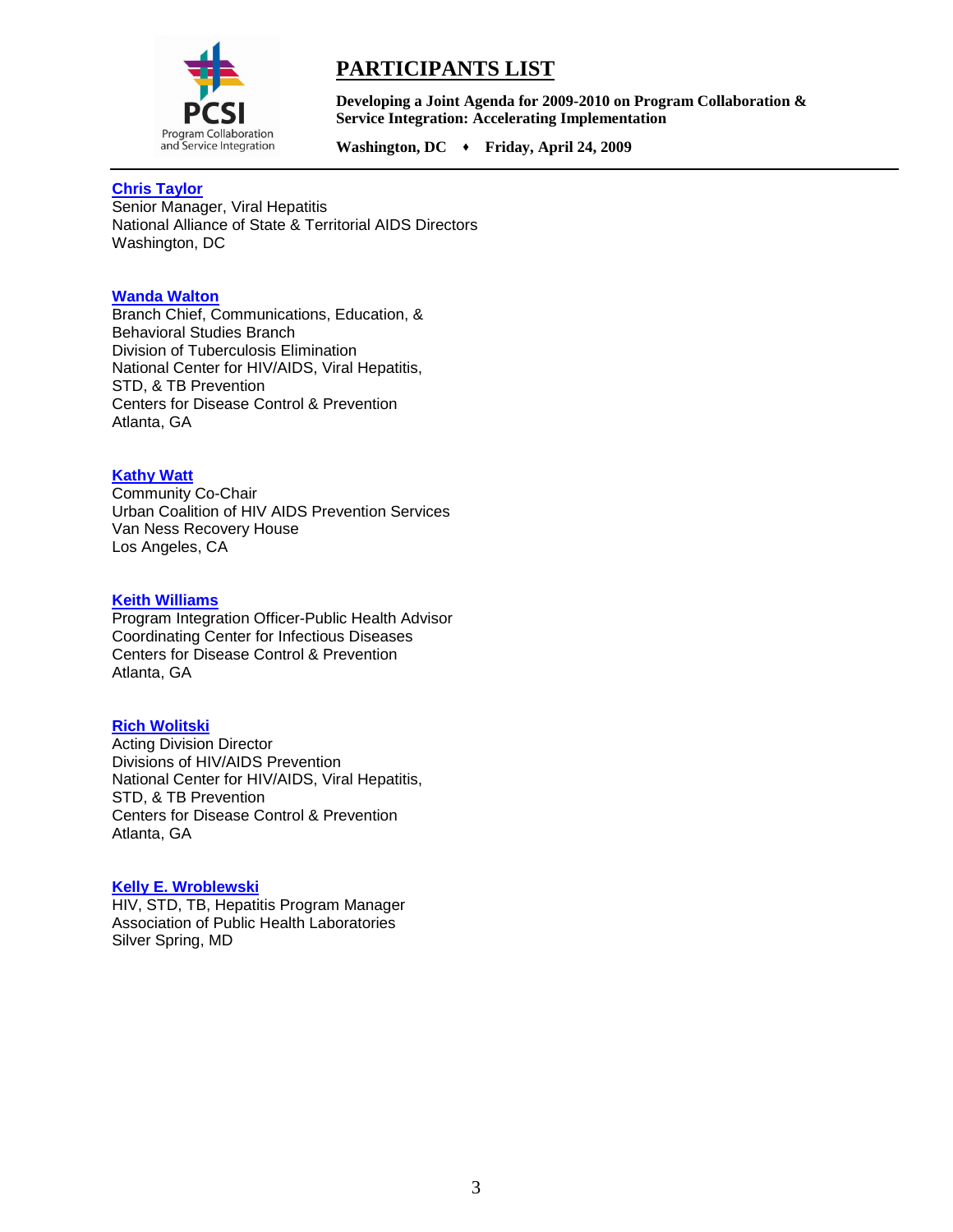## PARTICIPANTS LIST

**Developing a Joint Agenda for 2009-2010 on Program Collaboration & Service Integration: Accelerating Implementation**

**Washington, DC ♦ Friday, April 24, 2009**

---

**Chris Taylor**
Senior Manager, Viral Hepatitis
National Alliance of State & Territorial AIDS Directors
Washington, DC

**Wanda Walton**
Branch Chief, Communications, Education, & Behavioral Studies Branch
Division of Tuberculosis Elimination
National Center for HIV/AIDS, Viral Hepatitis, STD, & TB Prevention
Centers for Disease Control & Prevention
Atlanta, GA

**Kathy Watt**
Community Co-Chair
Urban Coalition of HIV AIDS Prevention Services
Van Ness Recovery House
Los Angeles, CA

**Keith Williams**
Program Integration Officer-Public Health Advisor
Coordinating Center for Infectious Diseases
Centers for Disease Control & Prevention
Atlanta, GA

**Rich Wolitski**
Acting Division Director
Divisions of HIV/AIDS Prevention
National Center for HIV/AIDS, Viral Hepatitis, STD, & TB Prevention
Centers for Disease Control & Prevention
Atlanta, GA

**Kelly E. Wroblewski**
HIV, STD, TB, Hepatitis Program Manager
Association of Public Health Laboratories
Silver Spring, MD